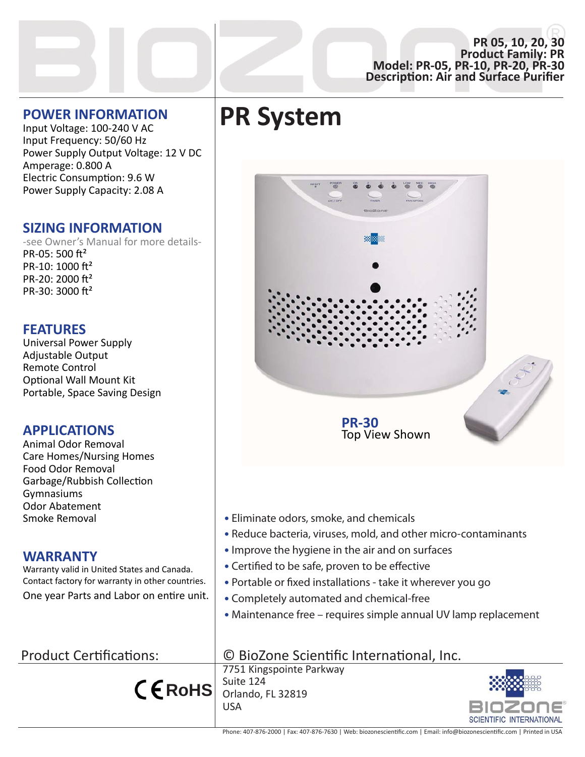PR 05, 10, 20, 30
**Product Family: PR**
**Model: PR-05, PR-10, PR-20, PR-30**
**Description: Air and Surface Purifier**

# PR System

PR-30
Top View Shown

## POWER INFORMATION

Input Voltage: 100-240 V AC
Input Frequency: 50/60 Hz
Power Supply Output Voltage: 12 V DC
Amperage: 0.800 A
Electric Consumption: 9.6 W
Power Supply Capacity: 2.08 A

## SIZING INFORMATION

-see Owner's Manual for more details-

PR-05: 500 ft²
PR-10: 1000 ft²
PR-20: 2000 ft²
PR-30: 3000 ft²

## FEATURES

Universal Power Supply
Adjustable Output
Remote Control
Optional Wall Mount Kit
Portable, Space Saving Design

## APPLICATIONS

Animal Odor Removal
Care Homes/Nursing Homes
Food Odor Removal
Garbage/Rubbish Collection
Gymnasiums
Odor Abatement
Smoke Removal

## WARRANTY

Warranty valid in United States and Canada.
Contact factory for warranty in other countries.

One year Parts and Labor on entire unit.

- Eliminate odors, smoke, and chemicals
- Reduce bacteria, viruses, mold, and other micro-contaminants
- Improve the hygiene in the air and on surfaces
- Certified to be safe, proven to be effective
- Portable or fixed installations - take it wherever you go
- Completely automated and chemical-free
- Maintenance free – requires simple annual UV lamp replacement

Product Certifications:

CE RoHS

© BioZone Scientific International, Inc.

7751 Kingspointe Parkway
Suite 124
Orlando, FL 32819
USA

BIOZONE® SCIENTIFIC INTERNATIONAL

Phone: 407-876-2000 | Fax: 407-876-7630 | Web: biozonescientific.com | Email: info@biozonescientific.com | Printed in USA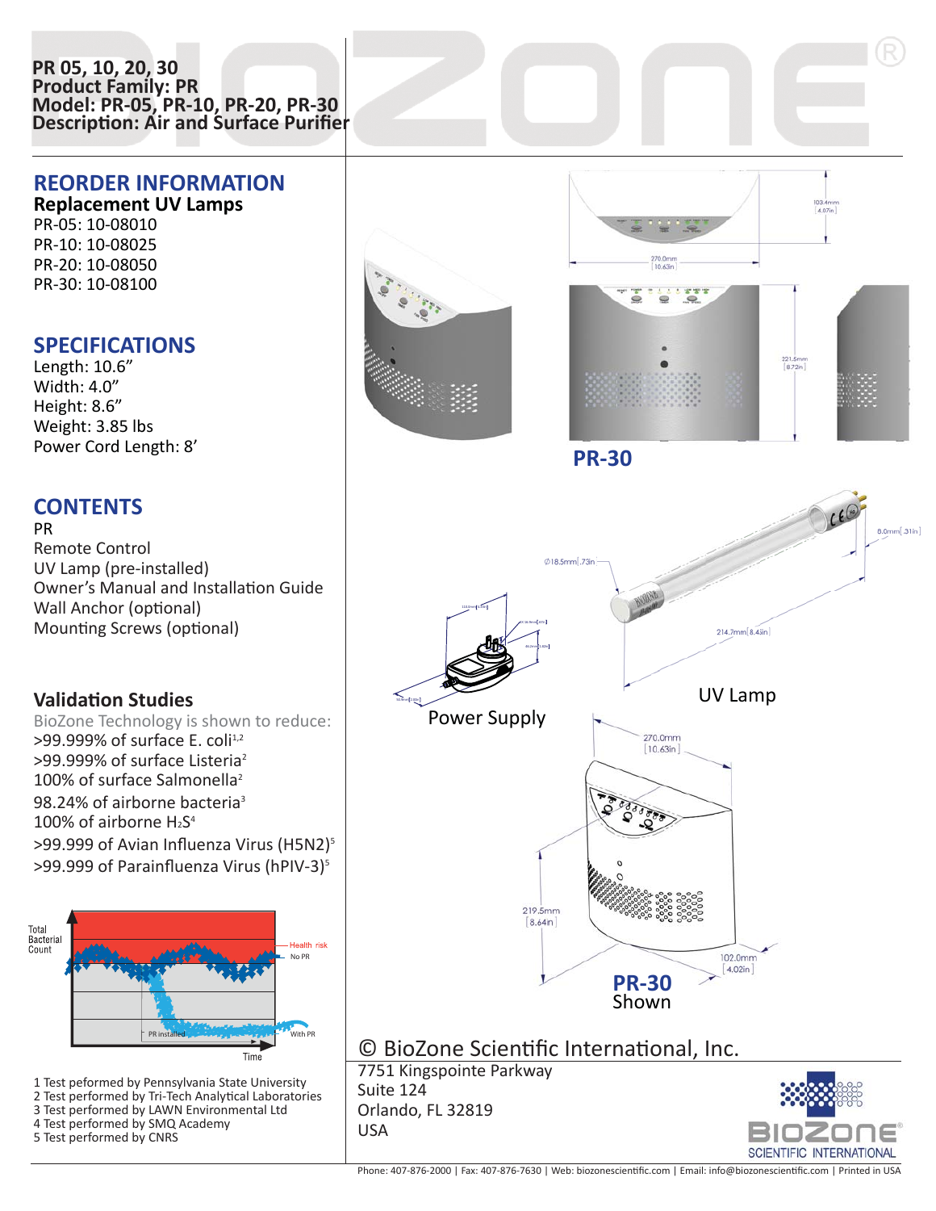**PR 05, 10, 20, 30**
**Product Family: PR**
**Model: PR-05, PR-10, PR-20, PR-30**
**Description: Air and Surface Purifier**

## REORDER INFORMATION

**Replacement UV Lamps**

PR-05: 10-08010
PR-10: 10-08025
PR-20: 10-08050
PR-30: 10-08100

## SPECIFICATIONS

Length: 10.6”
Width: 4.0”
Height: 8.6”
Weight: 3.85 lbs
Power Cord Length: 8’

## CONTENTS

PR
Remote Control
UV Lamp (pre-installed)
Owner’s Manual and Installation Guide
Wall Anchor (optional)
Mounting Screws (optional)

### Validation Studies

BioZone Technology is shown to reduce:

>99.999% of surface E. coli[1,2]
>99.999% of surface Listeria[2]
100% of surface Salmonella[2]
98.24% of airborne bacteria[3]
100% of airborne $H_2S$[4]
>99.999 of Avian Influenza Virus (H5N2)[5]
>99.999 of Parainfluenza Virus (hPIV-3)[5]

Total Bacterial Count
Health risk
No PR
PR installed
With PR
Time

1 Test peformed by Pennsylvania State University
2 Test performed by Tri-Tech Analytical Laboratories
3 Test performed by LAWN Environmental Ltd
4 Test performed by SMQ Academy
5 Test performed by CNRS

103.4mm [4.07in]
270.0mm [10.63in]
221.5mm [8.72in]

**PR-30**

Ø18.5mm[.73in]
8.0mm[.31in]
214.7mm[8.45in]

Power Supply

UV Lamp

270.0mm [10.63in]
219.5mm [8.64in]
102.0mm [4.02in]

**PR-30**
Shown

© BioZone Scientific International, Inc.

7751 Kingspointe Parkway
Suite 124
Orlando, FL 32819
USA

BIOZONE SCIENTIFIC INTERNATIONAL

Phone: 407-876-2000 | Fax: 407-876-7630 | Web: biozonescientific.com | Email: info@biozonescientific.com | Printed in USA